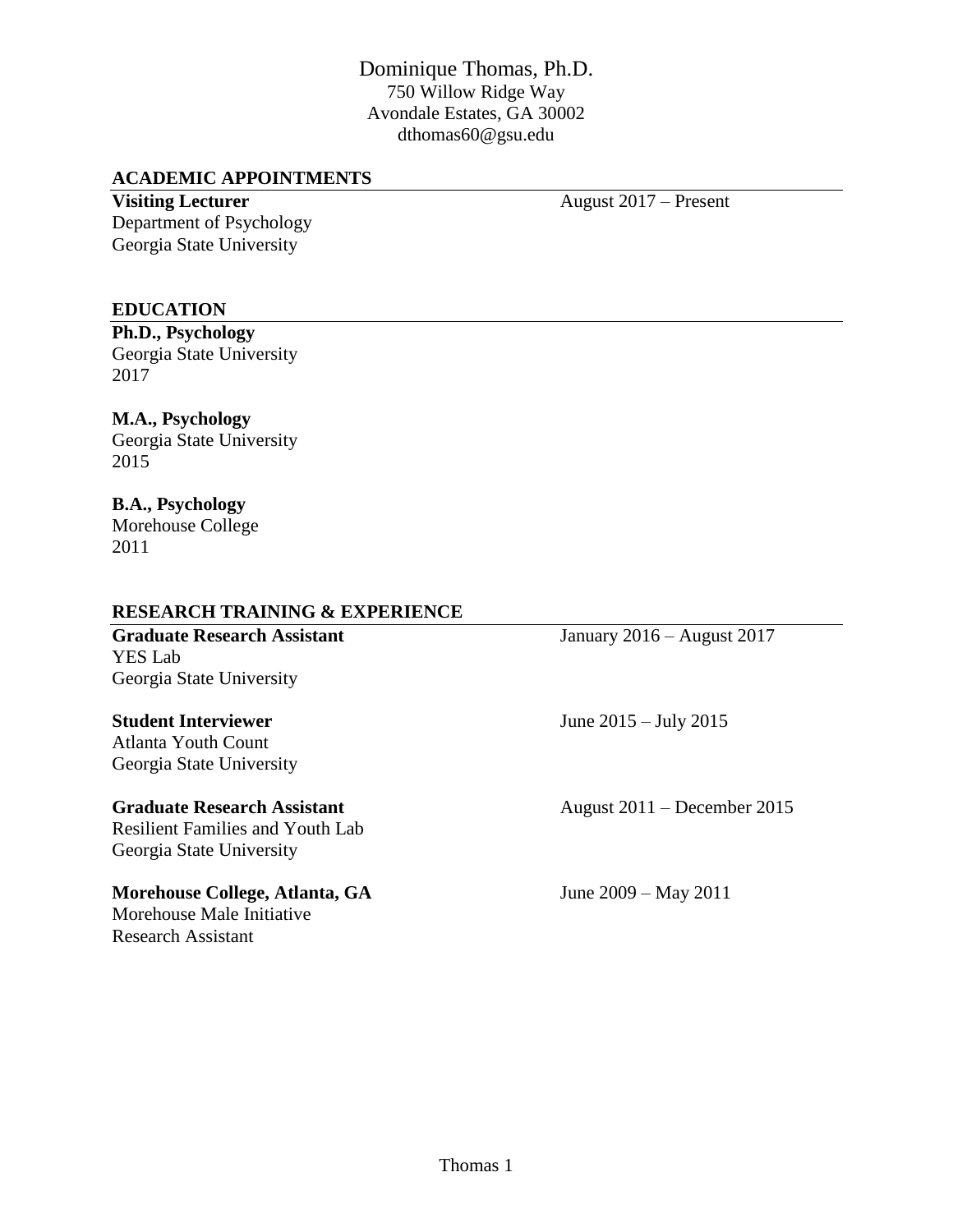# Dominique Thomas, Ph.D.

750 Willow Ridge Way
Avondale Estates, GA 30002
dthomas60@gsu.edu

## ACADEMIC APPOINTMENTS

**Visiting Lecturer** — August 2017 – Present
Department of Psychology
Georgia State University

## EDUCATION

**Ph.D., Psychology**
Georgia State University
2017

**M.A., Psychology**
Georgia State University
2015

**B.A., Psychology**
Morehouse College
2011

## RESEARCH TRAINING & EXPERIENCE

**Graduate Research Assistant** — January 2016 – August 2017
YES Lab
Georgia State University

**Student Interviewer** — June 2015 – July 2015
Atlanta Youth Count
Georgia State University

**Graduate Research Assistant** — August 2011 – December 2015
Resilient Families and Youth Lab
Georgia State University

**Morehouse College, Atlanta, GA** — June 2009 – May 2011
Morehouse Male Initiative
Research Assistant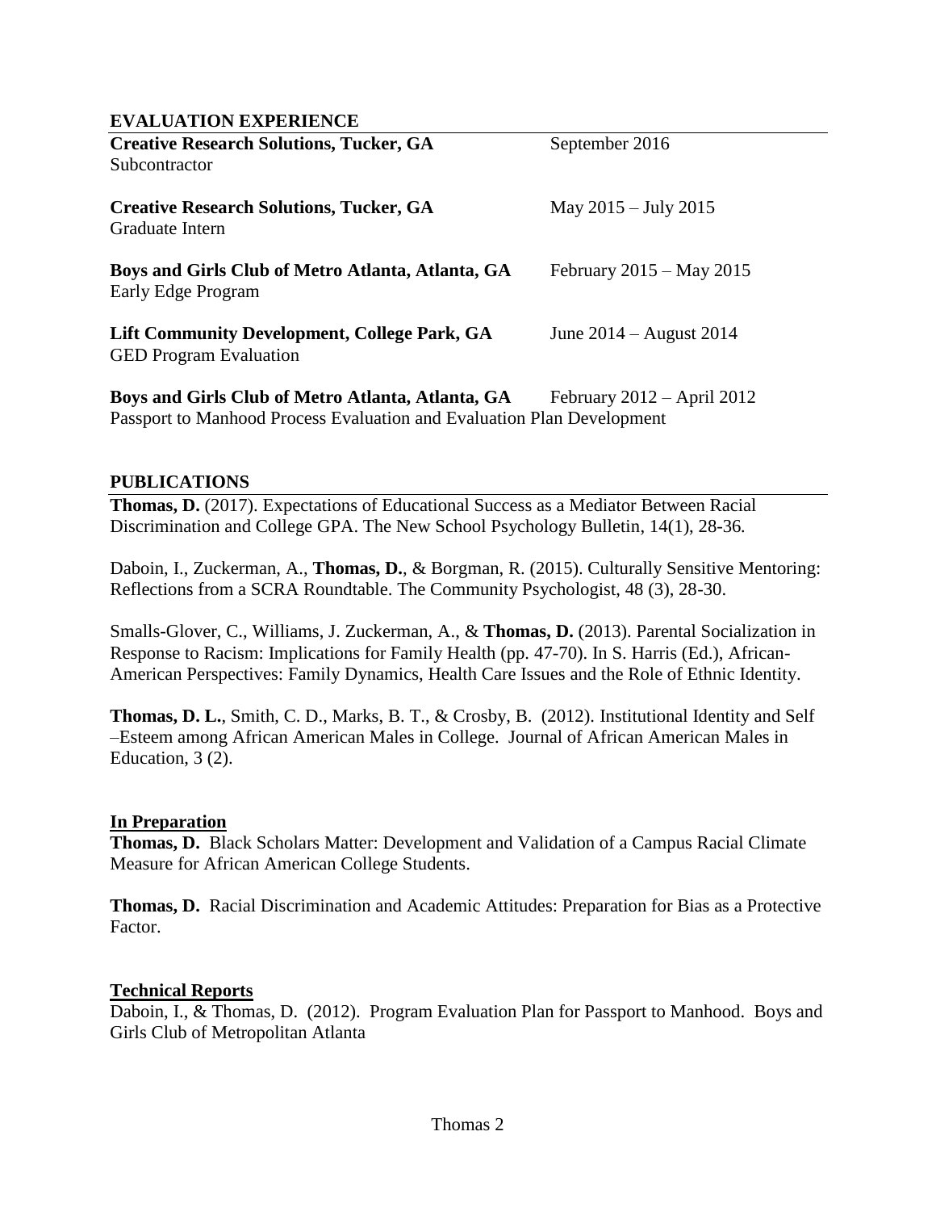## EVALUATION EXPERIENCE

**Creative Research Solutions, Tucker, GA** September 2016
Subcontractor

**Creative Research Solutions, Tucker, GA** May 2015 – July 2015
Graduate Intern

**Boys and Girls Club of Metro Atlanta, Atlanta, GA** February 2015 – May 2015
Early Edge Program

**Lift Community Development, College Park, GA** June 2014 – August 2014
GED Program Evaluation

**Boys and Girls Club of Metro Atlanta, Atlanta, GA** February 2012 – April 2012
Passport to Manhood Process Evaluation and Evaluation Plan Development

## PUBLICATIONS

**Thomas, D.** (2017). Expectations of Educational Success as a Mediator Between Racial Discrimination and College GPA. The New School Psychology Bulletin, 14(1), 28-36.

Daboin, I., Zuckerman, A., **Thomas, D.**, & Borgman, R. (2015). Culturally Sensitive Mentoring: Reflections from a SCRA Roundtable. The Community Psychologist, 48 (3), 28-30.

Smalls-Glover, C., Williams, J. Zuckerman, A., & **Thomas, D.** (2013). Parental Socialization in Response to Racism: Implications for Family Health (pp. 47-70). In S. Harris (Ed.), African-American Perspectives: Family Dynamics, Health Care Issues and the Role of Ethnic Identity.

**Thomas, D. L.**, Smith, C. D., Marks, B. T., & Crosby, B. (2012). Institutional Identity and Self –Esteem among African American Males in College. Journal of African American Males in Education, 3 (2).

### In Preparation

**Thomas, D.** Black Scholars Matter: Development and Validation of a Campus Racial Climate Measure for African American College Students.

**Thomas, D.** Racial Discrimination and Academic Attitudes: Preparation for Bias as a Protective Factor.

### Technical Reports

Daboin, I., & Thomas, D. (2012). Program Evaluation Plan for Passport to Manhood. Boys and Girls Club of Metropolitan Atlanta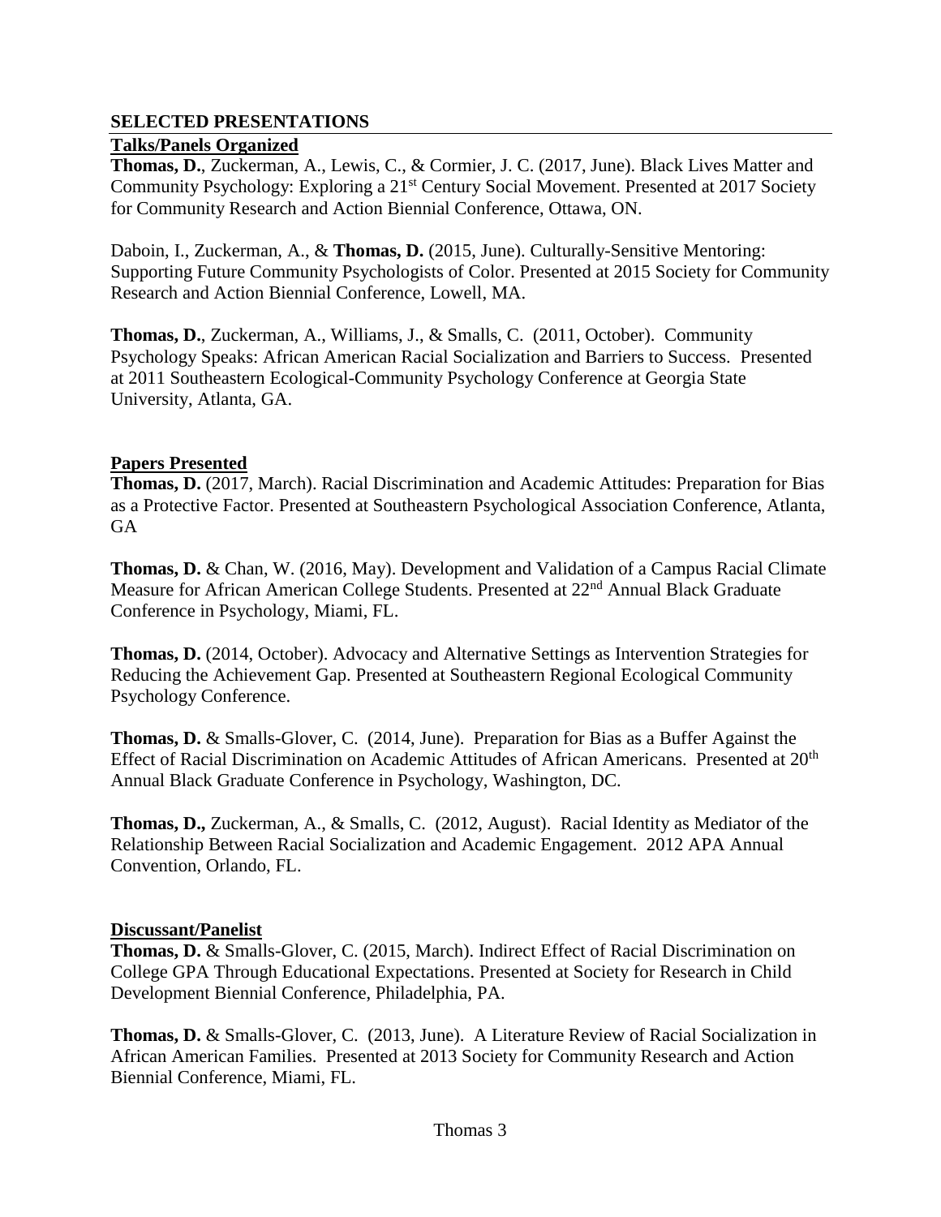## SELECTED PRESENTATIONS

### Talks/Panels Organized

**Thomas, D.**, Zuckerman, A., Lewis, C., & Cormier, J. C. (2017, June). Black Lives Matter and Community Psychology: Exploring a 21st Century Social Movement. Presented at 2017 Society for Community Research and Action Biennial Conference, Ottawa, ON.

Daboin, I., Zuckerman, A., & **Thomas, D.** (2015, June). Culturally-Sensitive Mentoring: Supporting Future Community Psychologists of Color. Presented at 2015 Society for Community Research and Action Biennial Conference, Lowell, MA.

**Thomas, D.**, Zuckerman, A., Williams, J., & Smalls, C. (2011, October). Community Psychology Speaks: African American Racial Socialization and Barriers to Success. Presented at 2011 Southeastern Ecological-Community Psychology Conference at Georgia State University, Atlanta, GA.

### Papers Presented

**Thomas, D.** (2017, March). Racial Discrimination and Academic Attitudes: Preparation for Bias as a Protective Factor. Presented at Southeastern Psychological Association Conference, Atlanta, GA

**Thomas, D.** & Chan, W. (2016, May). Development and Validation of a Campus Racial Climate Measure for African American College Students. Presented at 22nd Annual Black Graduate Conference in Psychology, Miami, FL.

**Thomas, D.** (2014, October). Advocacy and Alternative Settings as Intervention Strategies for Reducing the Achievement Gap. Presented at Southeastern Regional Ecological Community Psychology Conference.

**Thomas, D.** & Smalls-Glover, C. (2014, June). Preparation for Bias as a Buffer Against the Effect of Racial Discrimination on Academic Attitudes of African Americans. Presented at 20th Annual Black Graduate Conference in Psychology, Washington, DC.

**Thomas, D.,** Zuckerman, A., & Smalls, C. (2012, August). Racial Identity as Mediator of the Relationship Between Racial Socialization and Academic Engagement. 2012 APA Annual Convention, Orlando, FL.

### Discussant/Panelist

**Thomas, D.** & Smalls-Glover, C. (2015, March). Indirect Effect of Racial Discrimination on College GPA Through Educational Expectations. Presented at Society for Research in Child Development Biennial Conference, Philadelphia, PA.

**Thomas, D.** & Smalls-Glover, C. (2013, June). A Literature Review of Racial Socialization in African American Families. Presented at 2013 Society for Community Research and Action Biennial Conference, Miami, FL.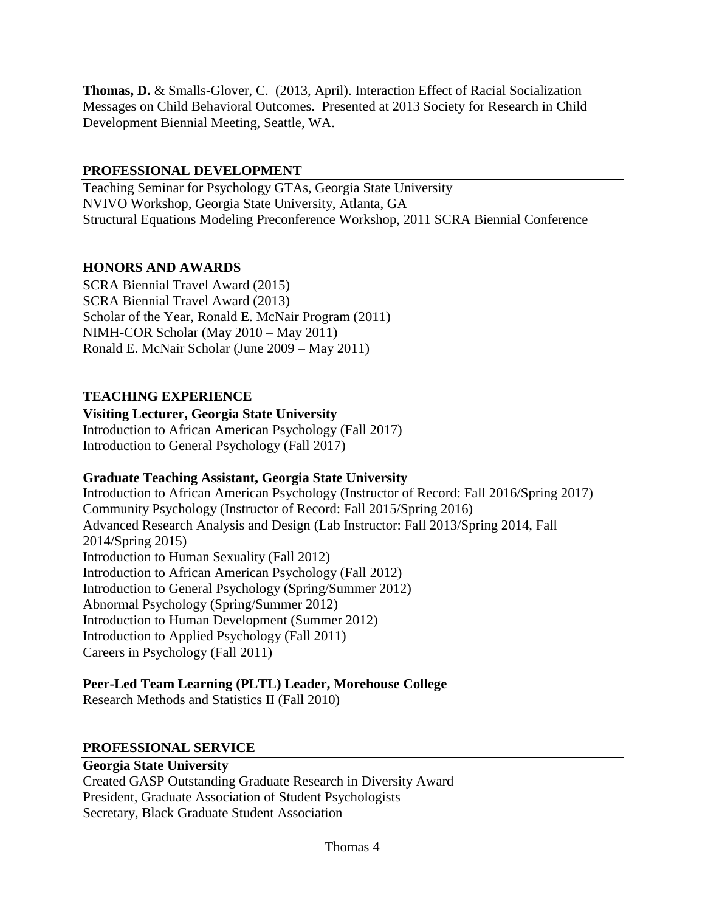**Thomas, D.** & Smalls-Glover, C. (2013, April). Interaction Effect of Racial Socialization Messages on Child Behavioral Outcomes. Presented at 2013 Society for Research in Child Development Biennial Meeting, Seattle, WA.

## PROFESSIONAL DEVELOPMENT

Teaching Seminar for Psychology GTAs, Georgia State University
NVIVO Workshop, Georgia State University, Atlanta, GA
Structural Equations Modeling Preconference Workshop, 2011 SCRA Biennial Conference

## HONORS AND AWARDS

SCRA Biennial Travel Award (2015)
SCRA Biennial Travel Award (2013)
Scholar of the Year, Ronald E. McNair Program (2011)
NIMH-COR Scholar (May 2010 – May 2011)
Ronald E. McNair Scholar (June 2009 – May 2011)

## TEACHING EXPERIENCE

**Visiting Lecturer, Georgia State University**
Introduction to African American Psychology (Fall 2017)
Introduction to General Psychology (Fall 2017)

**Graduate Teaching Assistant, Georgia State University**
Introduction to African American Psychology (Instructor of Record: Fall 2016/Spring 2017)
Community Psychology (Instructor of Record: Fall 2015/Spring 2016)
Advanced Research Analysis and Design (Lab Instructor: Fall 2013/Spring 2014, Fall 2014/Spring 2015)
Introduction to Human Sexuality (Fall 2012)
Introduction to African American Psychology (Fall 2012)
Introduction to General Psychology (Spring/Summer 2012)
Abnormal Psychology (Spring/Summer 2012)
Introduction to Human Development (Summer 2012)
Introduction to Applied Psychology (Fall 2011)
Careers in Psychology (Fall 2011)

**Peer-Led Team Learning (PLTL) Leader, Morehouse College**
Research Methods and Statistics II (Fall 2010)

## PROFESSIONAL SERVICE

**Georgia State University**
Created GASP Outstanding Graduate Research in Diversity Award
President, Graduate Association of Student Psychologists
Secretary, Black Graduate Student Association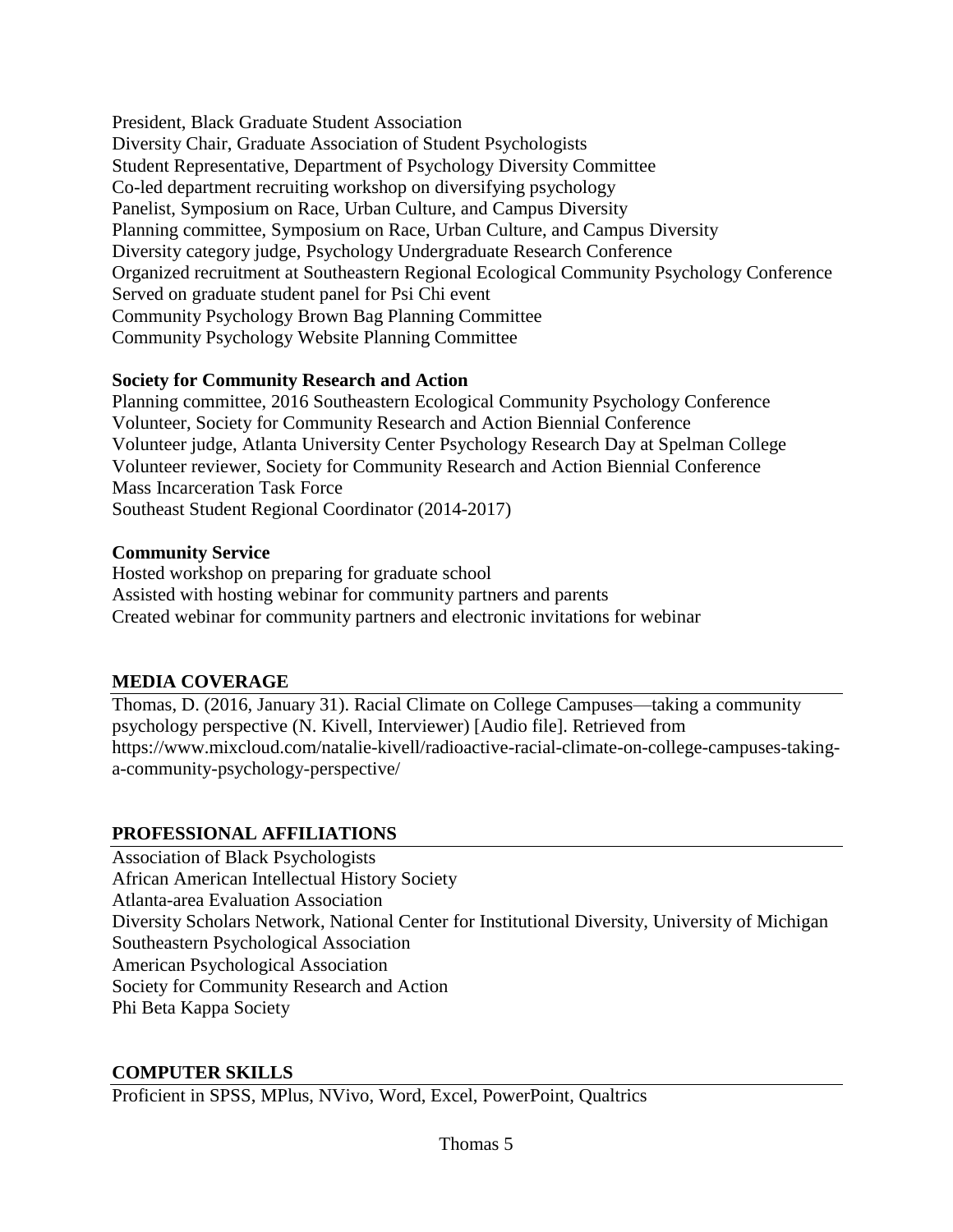President, Black Graduate Student Association
Diversity Chair, Graduate Association of Student Psychologists
Student Representative, Department of Psychology Diversity Committee
Co-led department recruiting workshop on diversifying psychology
Panelist, Symposium on Race, Urban Culture, and Campus Diversity
Planning committee, Symposium on Race, Urban Culture, and Campus Diversity
Diversity category judge, Psychology Undergraduate Research Conference
Organized recruitment at Southeastern Regional Ecological Community Psychology Conference
Served on graduate student panel for Psi Chi event
Community Psychology Brown Bag Planning Committee
Community Psychology Website Planning Committee

**Society for Community Research and Action**

Planning committee, 2016 Southeastern Ecological Community Psychology Conference
Volunteer, Society for Community Research and Action Biennial Conference
Volunteer judge, Atlanta University Center Psychology Research Day at Spelman College
Volunteer reviewer, Society for Community Research and Action Biennial Conference
Mass Incarceration Task Force
Southeast Student Regional Coordinator (2014-2017)

**Community Service**

Hosted workshop on preparing for graduate school
Assisted with hosting webinar for community partners and parents
Created webinar for community partners and electronic invitations for webinar

## MEDIA COVERAGE

Thomas, D. (2016, January 31). Racial Climate on College Campuses—taking a community psychology perspective (N. Kivell, Interviewer) [Audio file]. Retrieved from https://www.mixcloud.com/natalie-kivell/radioactive-racial-climate-on-college-campuses-taking-a-community-psychology-perspective/

## PROFESSIONAL AFFILIATIONS

Association of Black Psychologists
African American Intellectual History Society
Atlanta-area Evaluation Association
Diversity Scholars Network, National Center for Institutional Diversity, University of Michigan
Southeastern Psychological Association
American Psychological Association
Society for Community Research and Action
Phi Beta Kappa Society

## COMPUTER SKILLS

Proficient in SPSS, MPlus, NVivo, Word, Excel, PowerPoint, Qualtrics